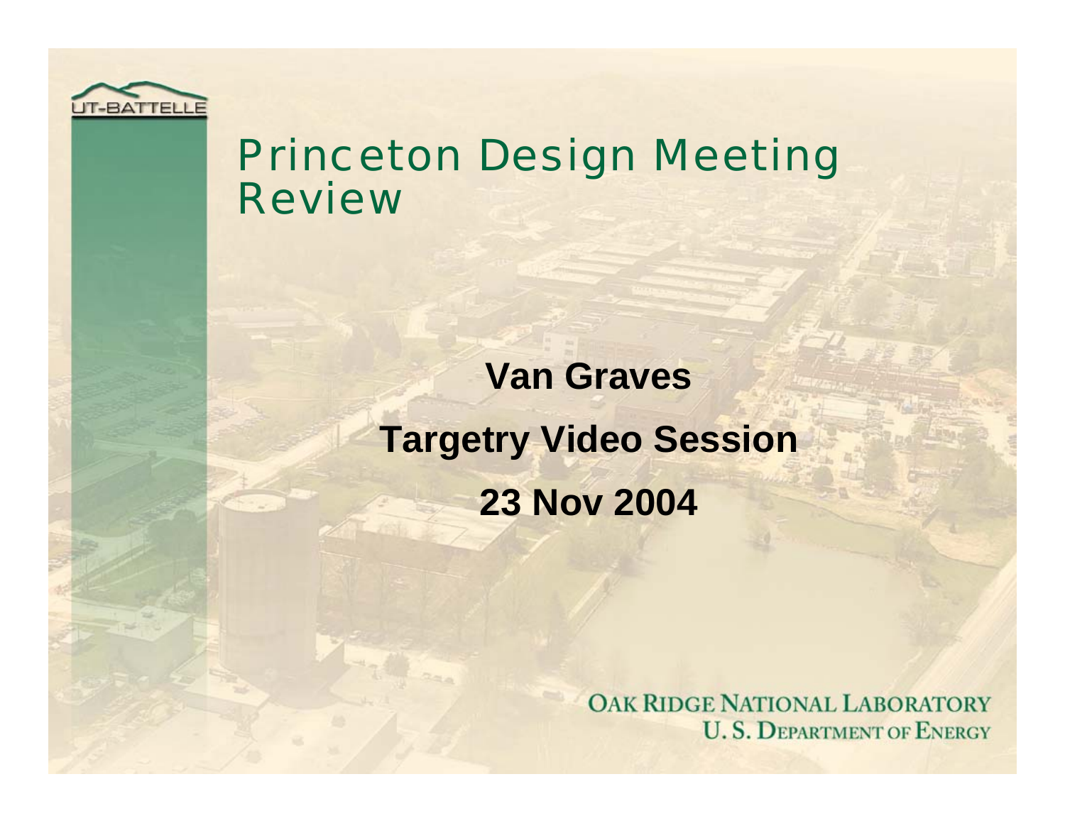# Princeton Design Meeting Review

**Van Graves**

**Targetry Video Session**

**23 Nov 2004**

OAK RIDGE NATIONAL LABORATORY
U. S. DEPARTMENT OF ENERGY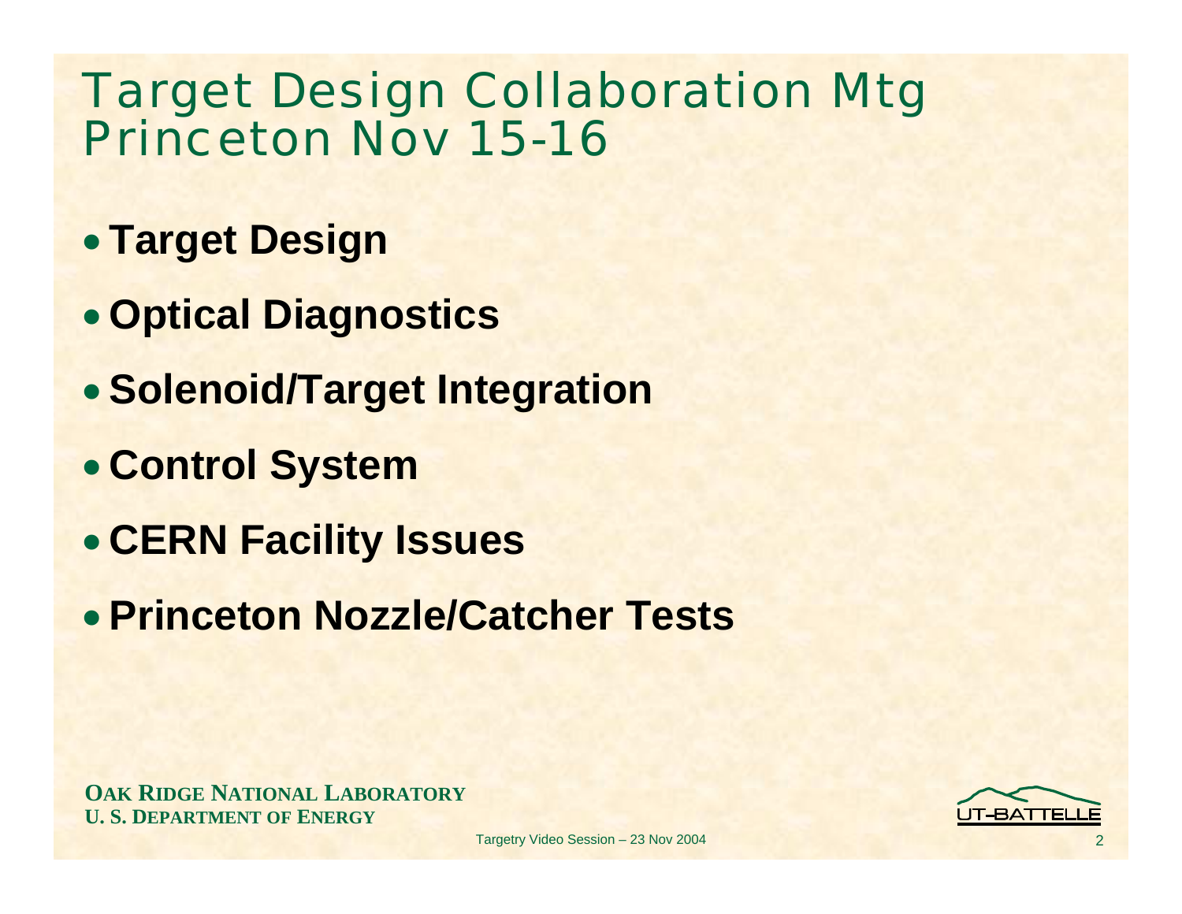# Target Design Collaboration Mtg Princeton Nov 15-16

- **Target Design**
- **Optical Diagnostics**
- **Solenoid/Target Integration**
- **Control System**
- **CERN Facility Issues**
- **Princeton Nozzle/Catcher Tests**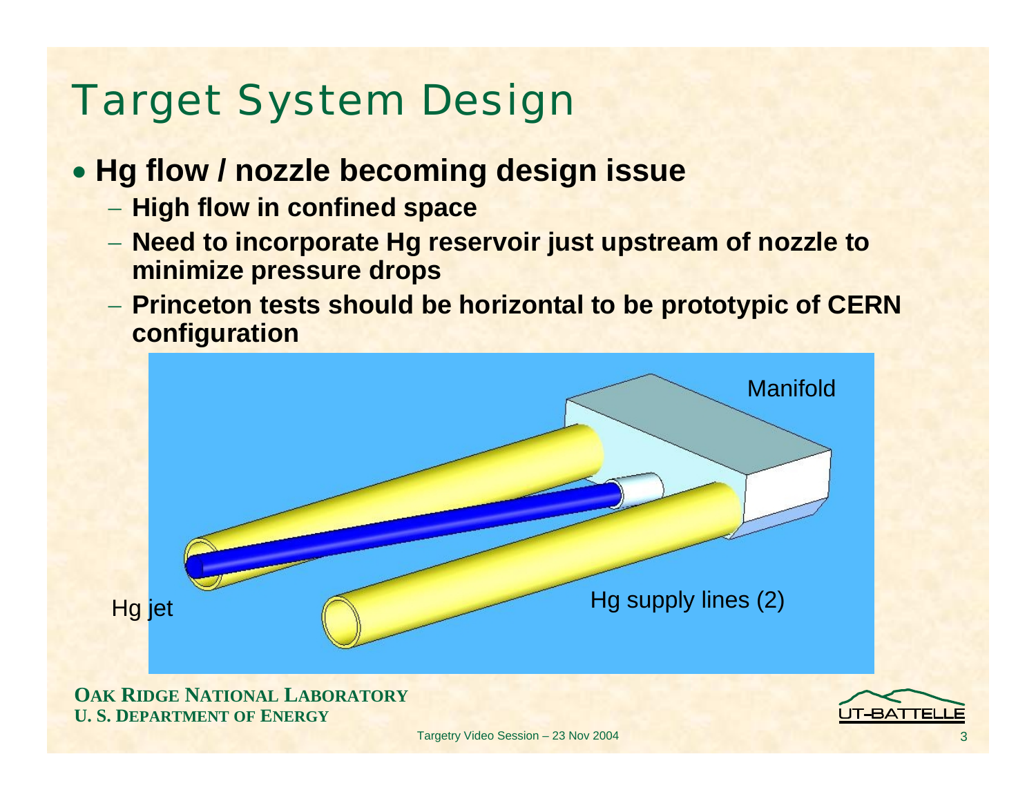# Target System Design

- **Hg flow / nozzle becoming design issue**
  - **High flow in confined space**
  - **Need to incorporate Hg reservoir just upstream of nozzle to minimize pressure drops**
  - **Princeton tests should be horizontal to be prototypic of CERN configuration**

Manifold

Hg jet

Hg supply lines (2)

**OAK RIDGE NATIONAL LABORATORY**
**U. S. DEPARTMENT OF ENERGY**

Targetry Video Session – 23 Nov 2004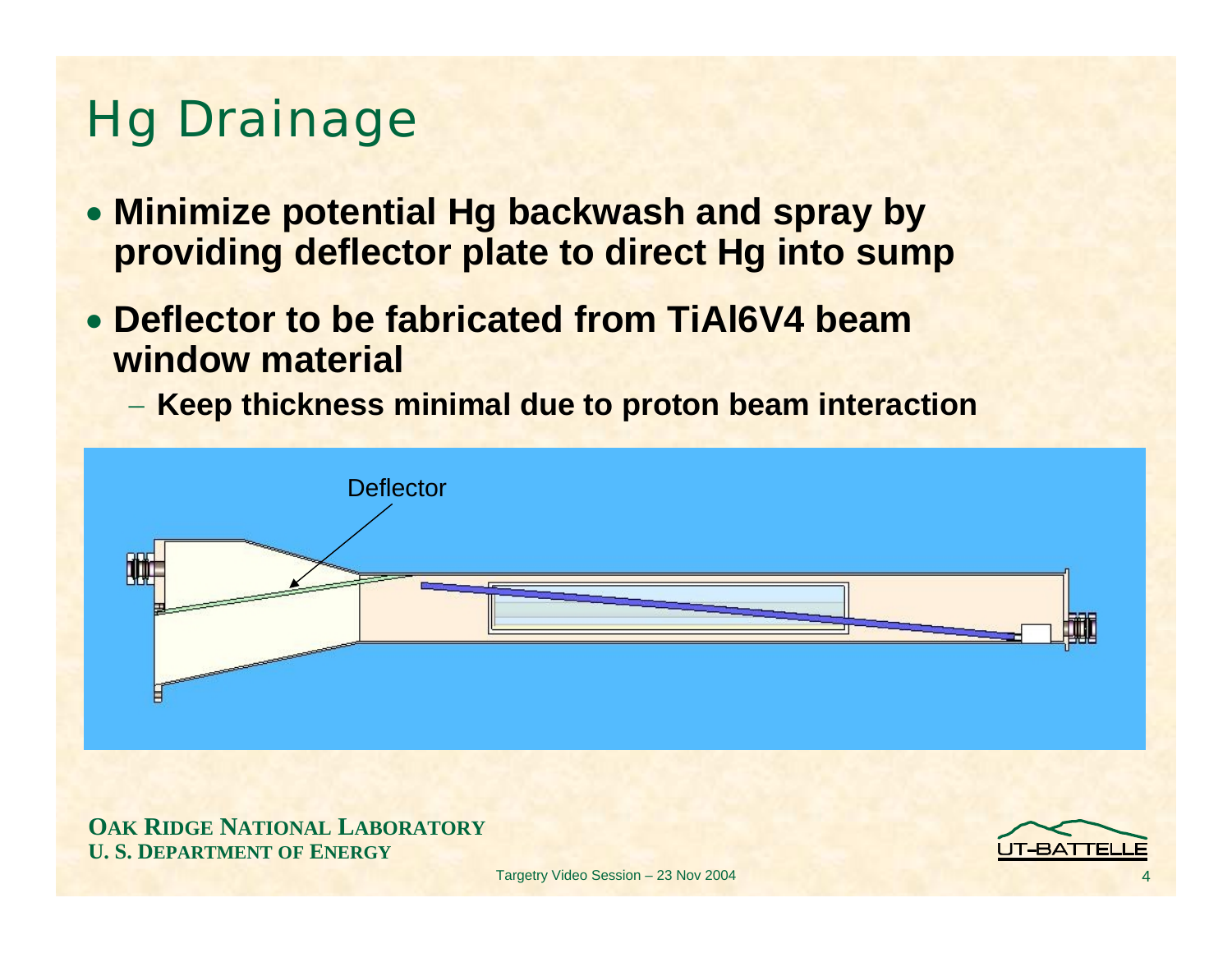# Hg Drainage

- **Minimize potential Hg backwash and spray by providing deflector plate to direct Hg into sump**
- **Deflector to be fabricated from TiAl6V4 beam window material**
  - **Keep thickness minimal due to proton beam interaction**

Deflector

**OAK RIDGE NATIONAL LABORATORY**
**U. S. DEPARTMENT OF ENERGY**

Targetry Video Session – 23 Nov 2004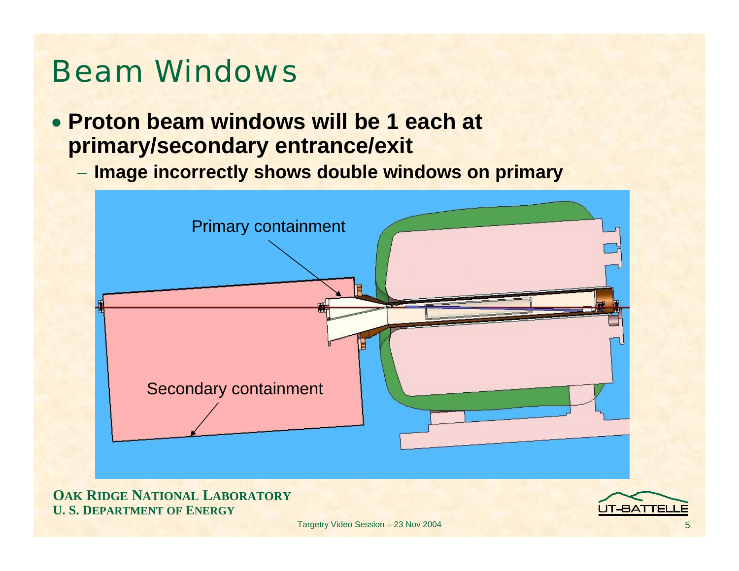# Beam Windows

- **Proton beam windows will be 1 each at primary/secondary entrance/exit**
  - **Image incorrectly shows double windows on primary**

Primary containment

Secondary containment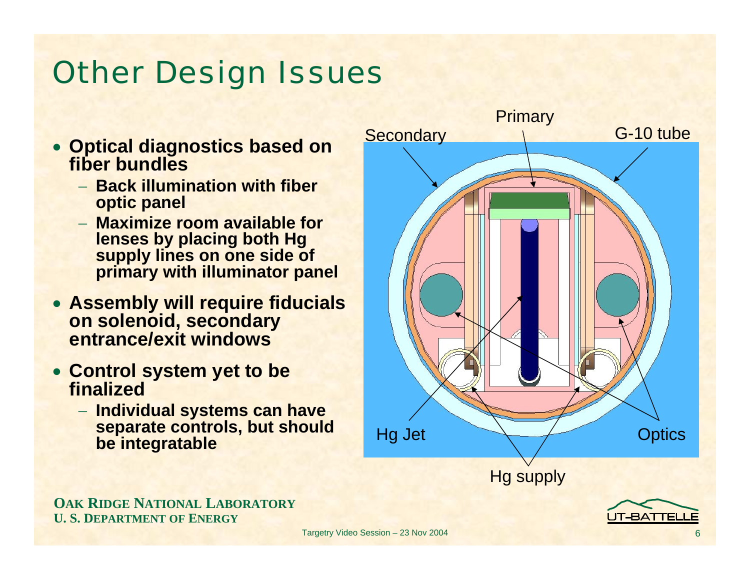# Other Design Issues

- **Optical diagnostics based on fiber bundles**
  - **Back illumination with fiber optic panel**
  - **Maximize room available for lenses by placing both Hg supply lines on one side of primary with illuminator panel**
- **Assembly will require fiducials on solenoid, secondary entrance/exit windows**
- **Control system yet to be finalized**
  - **Individual systems can have separate controls, but should be integratable**

Primary

Secondary

G-10 tube

Hg Jet

Optics

Hg supply

**OAK RIDGE NATIONAL LABORATORY**
**U. S. DEPARTMENT OF ENERGY**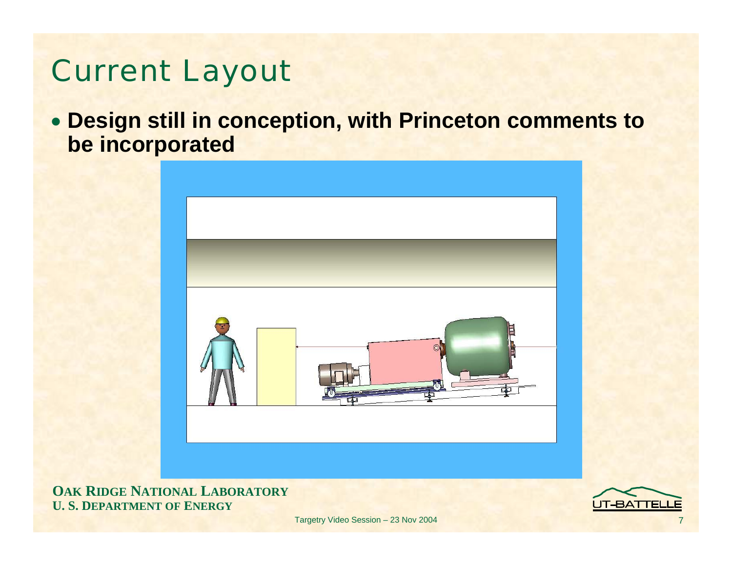# Current Layout

- **Design still in conception, with Princeton comments to be incorporated**